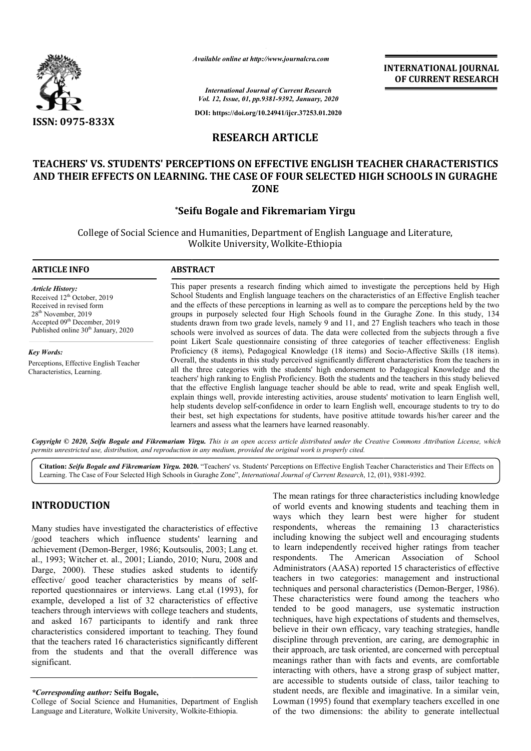Available online at http://www.journalcra.com

International Journal of Current Research
Vol. 12, Issue, 01, pp.9381-9392, January, 2020

DOI: https://doi.org/10.24941/ijcr.37253.01.2020

ISSN: 0975-833X

INTERNATIONAL JOURNAL OF CURRENT RESEARCH

## RESEARCH ARTICLE

# TEACHERS' VS. STUDENTS' PERCEPTIONS ON EFFECTIVE ENGLISH TEACHER CHARACTERISTICS AND THEIR EFFECTS ON LEARNING. THE CASE OF FOUR SELECTED HIGH SCHOOLS IN GURAGHE ZONE

**\*Seifu Bogale and Fikremariam Yirgu**

College of Social Science and Humanities, Department of English Language and Literature, Wolkite University, Wolkite-Ethiopia

### ARTICLE INFO

*Article History:*
Received 12th October, 2019
Received in revised form 28th November, 2019
Accepted 09th December, 2019
Published online 30th January, 2020

*Key Words:*
Perceptions, Effective English Teacher Characteristics, Learning.

### ABSTRACT

This paper presents a research finding which aimed to investigate the perceptions held by High School Students and English language teachers on the characteristics of an Effective English teacher and the effects of these perceptions in learning as well as to compare the perceptions held by the two groups in purposely selected four High Schools found in the Guraghe Zone. In this study, 134 students drawn from two grade levels, namely 9 and 11, and 27 English teachers who teach in those schools were involved as sources of data. The data were collected from the subjects through a five point Likert Scale questionnaire consisting of three categories of teacher effectiveness: English Proficiency (8 items), Pedagogical Knowledge (18 items) and Socio-Affective Skills (18 items). Overall, the students in this study perceived significantly different characteristics from the teachers in all the three categories with the students' high endorsement to Pedagogical Knowledge and the teachers' high ranking to English Proficiency. Both the students and the teachers in this study believed that the effective English language teacher should be able to read, write and speak English well, explain things well, provide interesting activities, arouse students' motivation to learn English well, help students develop self-confidence in order to learn English well, encourage students to try to do their best, set high expectations for students, have positive attitude towards his/her career and the learners and assess what the learners have learned reasonably.

*Copyright © 2020, Seifu Bogale and Fikremariam Yirgu. This is an open access article distributed under the Creative Commons Attribution License, which permits unrestricted use, distribution, and reproduction in any medium, provided the original work is properly cited.*

**Citation:** *Seifu Bogale and Fikremariam Yirgu.* **2020.** "Teachers' vs. Students' Perceptions on Effective English Teacher Characteristics and Their Effects on Learning. The Case of Four Selected High Schools in Guraghe Zone", *International Journal of Current Research*, 12, (01), 9381-9392.

## INTRODUCTION

Many studies have investigated the characteristics of effective /good teachers which influence students' learning and achievement (Demon-Berger, 1986; Koutsoulis, 2003; Lang et. al., 1993; Witcher et. al., 2001; Liando, 2010; Nuru, 2008 and Darge, 2000). These studies asked students to identify effective/ good teacher characteristics by means of self-reported questionnaires or interviews. Lang et.al (1993), for example, developed a list of 32 characteristics of effective teachers through interviews with college teachers and students, and asked 167 participants to identify and rank three characteristics considered important to teaching. They found that the teachers rated 16 characteristics significantly different from the students and that the overall difference was significant.

The mean ratings for three characteristics including knowledge of world events and knowing students and teaching them in ways which they learn best were higher for student respondents, whereas the remaining 13 characteristics including knowing the subject well and encouraging students to learn independently received higher ratings from teacher respondents. The American Association of School Administrators (AASA) reported 15 characteristics of effective teachers in two categories: management and instructional techniques and personal characteristics (Demon-Berger, 1986). These characteristics were found among the teachers who tended to be good managers, use systematic instruction techniques, have high expectations of students and themselves, believe in their own efficacy, vary teaching strategies, handle discipline through prevention, are caring, are demographic in their approach, are task oriented, are concerned with perceptual meanings rather than with facts and events, are comfortable interacting with others, have a strong grasp of subject matter, are accessible to students outside of class, tailor teaching to student needs, are flexible and imaginative. In a similar vein, Lowman (1995) found that exemplary teachers excelled in one of the two dimensions: the ability to generate intellectual

*\*Corresponding author:* **Seifu Bogale,**
College of Social Science and Humanities, Department of English Language and Literature, Wolkite University, Wolkite-Ethiopia.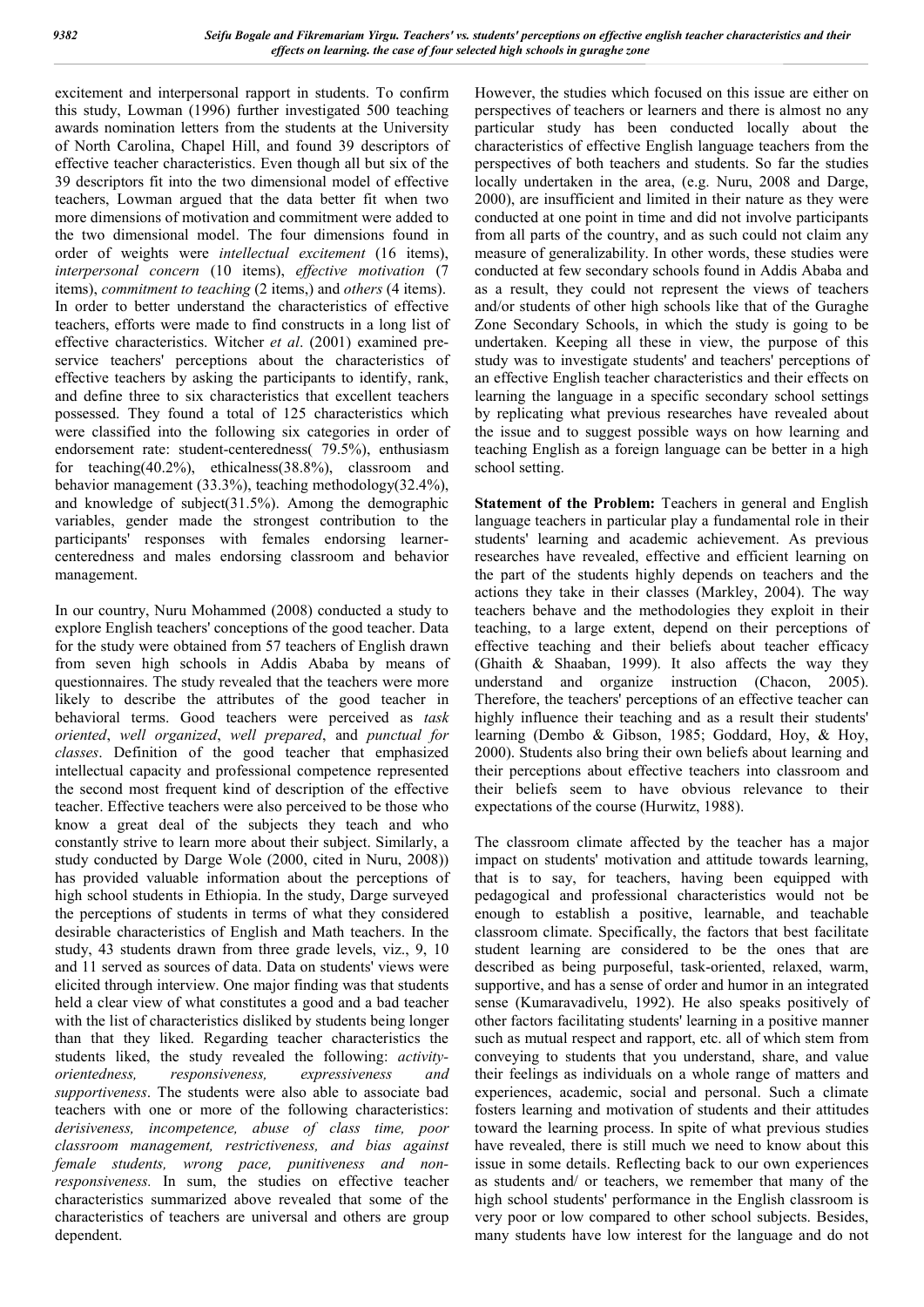excitement and interpersonal rapport in students. To confirm this study, Lowman (1996) further investigated 500 teaching awards nomination letters from the students at the University of North Carolina, Chapel Hill, and found 39 descriptors of effective teacher characteristics. Even though all but six of the 39 descriptors fit into the two dimensional model of effective teachers, Lowman argued that the data better fit when two more dimensions of motivation and commitment were added to the two dimensional model. The four dimensions found in order of weights were *intellectual excitement* (16 items), *interpersonal concern* (10 items), *effective motivation* (7 items), *commitment to teaching* (2 items,) and *others* (4 items). In order to better understand the characteristics of effective teachers, efforts were made to find constructs in a long list of effective characteristics. Witcher *et al*. (2001) examined pre-service teachers' perceptions about the characteristics of effective teachers by asking the participants to identify, rank, and define three to six characteristics that excellent teachers possessed. They found a total of 125 characteristics which were classified into the following six categories in order of endorsement rate: student-centeredness( 79.5%), enthusiasm for teaching(40.2%), ethicalness(38.8%), classroom and behavior management (33.3%), teaching methodology(32.4%), and knowledge of subject(31.5%). Among the demographic variables, gender made the strongest contribution to the participants' responses with females endorsing learner-centeredness and males endorsing classroom and behavior management.

In our country, Nuru Mohammed (2008) conducted a study to explore English teachers' conceptions of the good teacher. Data for the study were obtained from 57 teachers of English drawn from seven high schools in Addis Ababa by means of questionnaires. The study revealed that the teachers were more likely to describe the attributes of the good teacher in behavioral terms. Good teachers were perceived as *task oriented*, *well organized*, *well prepared*, and *punctual for classes*. Definition of the good teacher that emphasized intellectual capacity and professional competence represented the second most frequent kind of description of the effective teacher. Effective teachers were also perceived to be those who know a great deal of the subjects they teach and who constantly strive to learn more about their subject. Similarly, a study conducted by Darge Wole (2000, cited in Nuru, 2008)) has provided valuable information about the perceptions of high school students in Ethiopia. In the study, Darge surveyed the perceptions of students in terms of what they considered desirable characteristics of English and Math teachers. In the study, 43 students drawn from three grade levels, viz., 9, 10 and 11 served as sources of data. Data on students' views were elicited through interview. One major finding was that students held a clear view of what constitutes a good and a bad teacher with the list of characteristics disliked by students being longer than that they liked. Regarding teacher characteristics the students liked, the study revealed the following: *activity-orientedness, responsiveness, expressiveness and supportiveness*. The students were also able to associate bad teachers with one or more of the following characteristics: *derisiveness, incompetence, abuse of class time, poor classroom management, restrictiveness, and bias against female students, wrong pace, punitiveness and non-responsiveness.* In sum, the studies on effective teacher characteristics summarized above revealed that some of the characteristics of teachers are universal and others are group dependent.

However, the studies which focused on this issue are either on perspectives of teachers or learners and there is almost no any particular study has been conducted locally about the characteristics of effective English language teachers from the perspectives of both teachers and students. So far the studies locally undertaken in the area, (e.g. Nuru, 2008 and Darge, 2000), are insufficient and limited in their nature as they were conducted at one point in time and did not involve participants from all parts of the country, and as such could not claim any measure of generalizability. In other words, these studies were conducted at few secondary schools found in Addis Ababa and as a result, they could not represent the views of teachers and/or students of other high schools like that of the Guraghe Zone Secondary Schools, in which the study is going to be undertaken. Keeping all these in view, the purpose of this study was to investigate students' and teachers' perceptions of an effective English teacher characteristics and their effects on learning the language in a specific secondary school settings by replicating what previous researches have revealed about the issue and to suggest possible ways on how learning and teaching English as a foreign language can be better in a high school setting.

**Statement of the Problem:** Teachers in general and English language teachers in particular play a fundamental role in their students' learning and academic achievement. As previous researches have revealed, effective and efficient learning on the part of the students highly depends on teachers and the actions they take in their classes (Markley, 2004). The way teachers behave and the methodologies they exploit in their teaching, to a large extent, depend on their perceptions of effective teaching and their beliefs about teacher efficacy (Ghaith & Shaaban, 1999). It also affects the way they understand and organize instruction (Chacon, 2005). Therefore, the teachers' perceptions of an effective teacher can highly influence their teaching and as a result their students' learning (Dembo & Gibson, 1985; Goddard, Hoy, & Hoy, 2000). Students also bring their own beliefs about learning and their perceptions about effective teachers into classroom and their beliefs seem to have obvious relevance to their expectations of the course (Hurwitz, 1988).

The classroom climate affected by the teacher has a major impact on students' motivation and attitude towards learning, that is to say, for teachers, having been equipped with pedagogical and professional characteristics would not be enough to establish a positive, learnable, and teachable classroom climate. Specifically, the factors that best facilitate student learning are considered to be the ones that are described as being purposeful, task-oriented, relaxed, warm, supportive, and has a sense of order and humor in an integrated sense (Kumaravadivelu, 1992). He also speaks positively of other factors facilitating students' learning in a positive manner such as mutual respect and rapport, etc. all of which stem from conveying to students that you understand, share, and value their feelings as individuals on a whole range of matters and experiences, academic, social and personal. Such a climate fosters learning and motivation of students and their attitudes toward the learning process. In spite of what previous studies have revealed, there is still much we need to know about this issue in some details. Reflecting back to our own experiences as students and/ or teachers, we remember that many of the high school students' performance in the English classroom is very poor or low compared to other school subjects. Besides, many students have low interest for the language and do not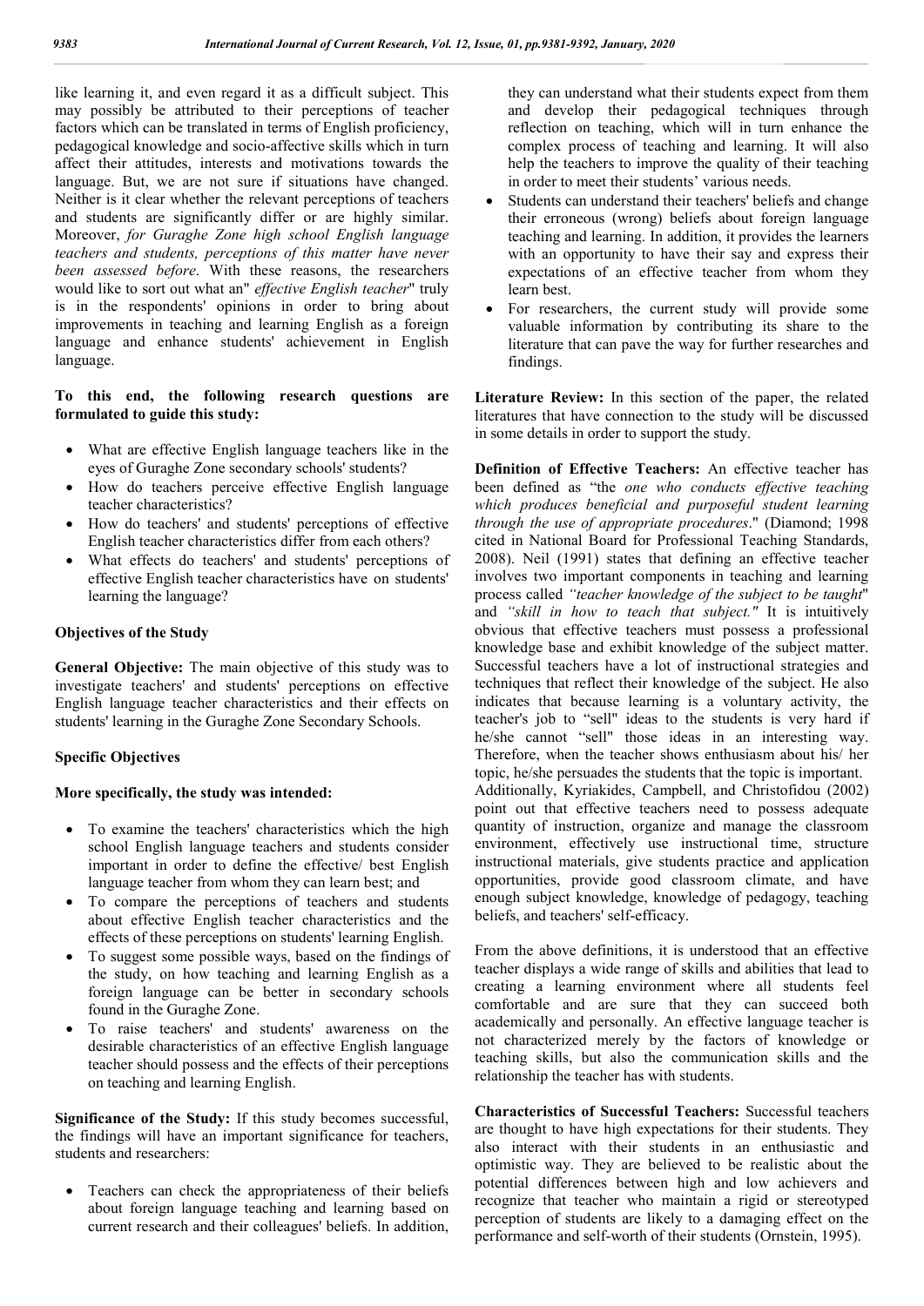like learning it, and even regard it as a difficult subject. This may possibly be attributed to their perceptions of teacher factors which can be translated in terms of English proficiency, pedagogical knowledge and socio-affective skills which in turn affect their attitudes, interests and motivations towards the language. But, we are not sure if situations have changed. Neither is it clear whether the relevant perceptions of teachers and students are significantly differ or are highly similar. Moreover, *for Guraghe Zone high school English language teachers and students, perceptions of this matter have never been assessed before*. With these reasons, the researchers would like to sort out what an" *effective English teacher*" truly is in the respondents' opinions in order to bring about improvements in teaching and learning English as a foreign language and enhance students' achievement in English language.

**To this end, the following research questions are formulated to guide this study:**

- What are effective English language teachers like in the eyes of Guraghe Zone secondary schools' students?
- How do teachers perceive effective English language teacher characteristics?
- How do teachers' and students' perceptions of effective English teacher characteristics differ from each others?
- What effects do teachers' and students' perceptions of effective English teacher characteristics have on students' learning the language?

**Objectives of the Study**

**General Objective:** The main objective of this study was to investigate teachers' and students' perceptions on effective English language teacher characteristics and their effects on students' learning in the Guraghe Zone Secondary Schools.

**Specific Objectives**

**More specifically, the study was intended:**

- To examine the teachers' characteristics which the high school English language teachers and students consider important in order to define the effective/ best English language teacher from whom they can learn best; and
- To compare the perceptions of teachers and students about effective English teacher characteristics and the effects of these perceptions on students' learning English.
- To suggest some possible ways, based on the findings of the study, on how teaching and learning English as a foreign language can be better in secondary schools found in the Guraghe Zone.
- To raise teachers' and students' awareness on the desirable characteristics of an effective English language teacher should possess and the effects of their perceptions on teaching and learning English.

**Significance of the Study:** If this study becomes successful, the findings will have an important significance for teachers, students and researchers:

- Teachers can check the appropriateness of their beliefs about foreign language teaching and learning based on current research and their colleagues' beliefs. In addition, they can understand what their students expect from them and develop their pedagogical techniques through reflection on teaching, which will in turn enhance the complex process of teaching and learning. It will also help the teachers to improve the quality of their teaching in order to meet their students' various needs.
- Students can understand their teachers' beliefs and change their erroneous (wrong) beliefs about foreign language teaching and learning. In addition, it provides the learners with an opportunity to have their say and express their expectations of an effective teacher from whom they learn best.
- For researchers, the current study will provide some valuable information by contributing its share to the literature that can pave the way for further researches and findings.

**Literature Review:** In this section of the paper, the related literatures that have connection to the study will be discussed in some details in order to support the study.

**Definition of Effective Teachers:** An effective teacher has been defined as "the *one who conducts effective teaching which produces beneficial and purposeful student learning through the use of appropriate procedures*." (Diamond; 1998 cited in National Board for Professional Teaching Standards, 2008). Neil (1991) states that defining an effective teacher involves two important components in teaching and learning process called *"teacher knowledge of the subject to be taught*" and *"skill in how to teach that subject."* It is intuitively obvious that effective teachers must possess a professional knowledge base and exhibit knowledge of the subject matter. Successful teachers have a lot of instructional strategies and techniques that reflect their knowledge of the subject. He also indicates that because learning is a voluntary activity, the teacher's job to "sell" ideas to the students is very hard if he/she cannot "sell" those ideas in an interesting way. Therefore, when the teacher shows enthusiasm about his/ her topic, he/she persuades the students that the topic is important. Additionally, Kyriakides, Campbell, and Christofidou (2002) point out that effective teachers need to possess adequate quantity of instruction, organize and manage the classroom environment, effectively use instructional time, structure instructional materials, give students practice and application opportunities, provide good classroom climate, and have enough subject knowledge, knowledge of pedagogy, teaching beliefs, and teachers' self-efficacy.

From the above definitions, it is understood that an effective teacher displays a wide range of skills and abilities that lead to creating a learning environment where all students feel comfortable and are sure that they can succeed both academically and personally. An effective language teacher is not characterized merely by the factors of knowledge or teaching skills, but also the communication skills and the relationship the teacher has with students.

**Characteristics of Successful Teachers:** Successful teachers are thought to have high expectations for their students. They also interact with their students in an enthusiastic and optimistic way. They are believed to be realistic about the potential differences between high and low achievers and recognize that teacher who maintain a rigid or stereotyped perception of students are likely to a damaging effect on the performance and self-worth of their students (Ornstein, 1995).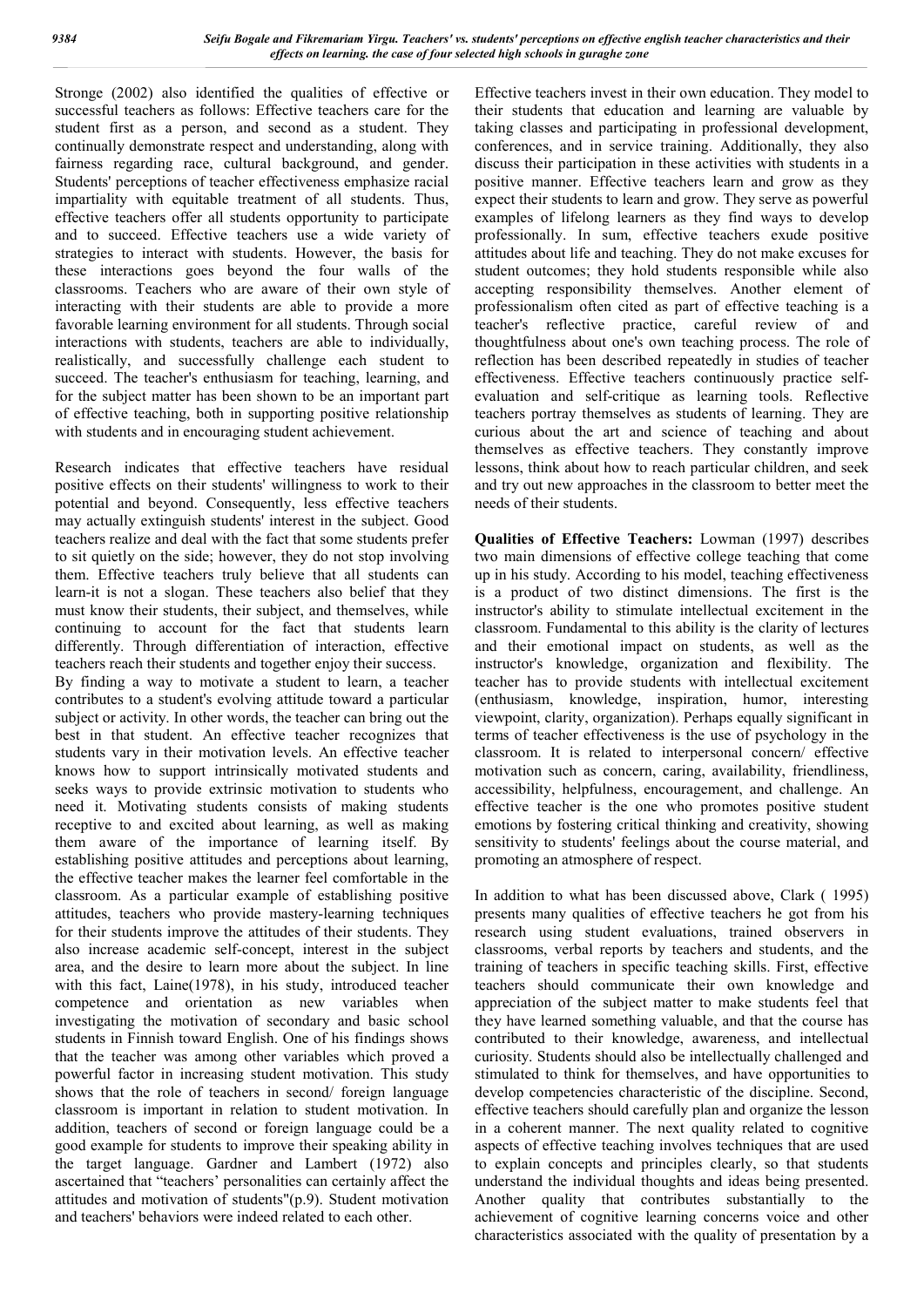Stronge (2002) also identified the qualities of effective or successful teachers as follows: Effective teachers care for the student first as a person, and second as a student. They continually demonstrate respect and understanding, along with fairness regarding race, cultural background, and gender. Students' perceptions of teacher effectiveness emphasize racial impartiality with equitable treatment of all students. Thus, effective teachers offer all students opportunity to participate and to succeed. Effective teachers use a wide variety of strategies to interact with students. However, the basis for these interactions goes beyond the four walls of the classrooms. Teachers who are aware of their own style of interacting with their students are able to provide a more favorable learning environment for all students. Through social interactions with students, teachers are able to individually, realistically, and successfully challenge each student to succeed. The teacher's enthusiasm for teaching, learning, and for the subject matter has been shown to be an important part of effective teaching, both in supporting positive relationship with students and in encouraging student achievement.

Research indicates that effective teachers have residual positive effects on their students' willingness to work to their potential and beyond. Consequently, less effective teachers may actually extinguish students' interest in the subject. Good teachers realize and deal with the fact that some students prefer to sit quietly on the side; however, they do not stop involving them. Effective teachers truly believe that all students can learn-it is not a slogan. These teachers also believe that they must know their students, their subject, and themselves, while continuing to account for the fact that students learn differently. Through differentiation of interaction, effective teachers reach their students and together enjoy their success.

By finding a way to motivate a student to learn, a teacher contributes to a student's evolving attitude toward a particular subject or activity. In other words, the teacher can bring out the best in that student. An effective teacher recognizes that students vary in their motivation levels. An effective teacher knows how to support intrinsically motivated students and seeks ways to provide extrinsic motivation to students who need it. Motivating students consists of making students receptive to and excited about learning, as well as making them aware of the importance of learning itself. By establishing positive attitudes and perceptions about learning, the effective teacher makes the learner feel comfortable in the classroom. As a particular example of establishing positive attitudes, teachers who provide mastery-learning techniques for their students improve the attitudes of their students. They also increase academic self-concept, interest in the subject area, and the desire to learn more about the subject. In line with this fact, Laine(1978), in his study, introduced teacher competence and orientation as new variables when investigating the motivation of secondary and basic school students in Finnish toward English. One of his findings shows that the teacher was among other variables which proved a powerful factor in increasing student motivation. This study shows that the role of teachers in second/ foreign language classroom is important in relation to student motivation. In addition, teachers of second or foreign language could be a good example for students to improve their speaking ability in the target language. Gardner and Lambert (1972) also ascertained that "teachers' personalities can certainly affect the attitudes and motivation of students"(p.9). Student motivation and teachers' behaviors were indeed related to each other.

Effective teachers invest in their own education. They model to their students that education and learning are valuable by taking classes and participating in professional development, conferences, and in service training. Additionally, they also discuss their participation in these activities with students in a positive manner. Effective teachers learn and grow as they expect their students to learn and grow. They serve as powerful examples of lifelong learners as they find ways to develop professionally. In sum, effective teachers exude positive attitudes about life and teaching. They do not make excuses for student outcomes; they hold students responsible while also accepting responsibility themselves. Another element of professionalism often cited as part of effective teaching is a teacher's reflective practice, careful review of and thoughtfulness about one's own teaching process. The role of reflection has been described repeatedly in studies of teacher effectiveness. Effective teachers continuously practice self-evaluation and self-critique as learning tools. Reflective teachers portray themselves as students of learning. They are curious about the art and science of teaching and about themselves as effective teachers. They constantly improve lessons, think about how to reach particular children, and seek and try out new approaches in the classroom to better meet the needs of their students.

**Qualities of Effective Teachers:** Lowman (1997) describes two main dimensions of effective college teaching that come up in his study. According to his model, teaching effectiveness is a product of two distinct dimensions. The first is the instructor's ability to stimulate intellectual excitement in the classroom. Fundamental to this ability is the clarity of lectures and their emotional impact on students, as well as the instructor's knowledge, organization and flexibility. The teacher has to provide students with intellectual excitement (enthusiasm, knowledge, inspiration, humor, interesting viewpoint, clarity, organization). Perhaps equally significant in terms of teacher effectiveness is the use of psychology in the classroom. It is related to interpersonal concern/ effective motivation such as concern, caring, availability, friendliness, accessibility, helpfulness, encouragement, and challenge. An effective teacher is the one who promotes positive student emotions by fostering critical thinking and creativity, showing sensitivity to students' feelings about the course material, and promoting an atmosphere of respect.

In addition to what has been discussed above, Clark ( 1995) presents many qualities of effective teachers he got from his research using student evaluations, trained observers in classrooms, verbal reports by teachers and students, and the training of teachers in specific teaching skills. First, effective teachers should communicate their own knowledge and appreciation of the subject matter to make students feel that they have learned something valuable, and that the course has contributed to their knowledge, awareness, and intellectual curiosity. Students should also be intellectually challenged and stimulated to think for themselves, and have opportunities to develop competencies characteristic of the discipline. Second, effective teachers should carefully plan and organize the lesson in a coherent manner. The next quality related to cognitive aspects of effective teaching involves techniques that are used to explain concepts and principles clearly, so that students understand the individual thoughts and ideas being presented. Another quality that contributes substantially to the achievement of cognitive learning concerns voice and other characteristics associated with the quality of presentation by a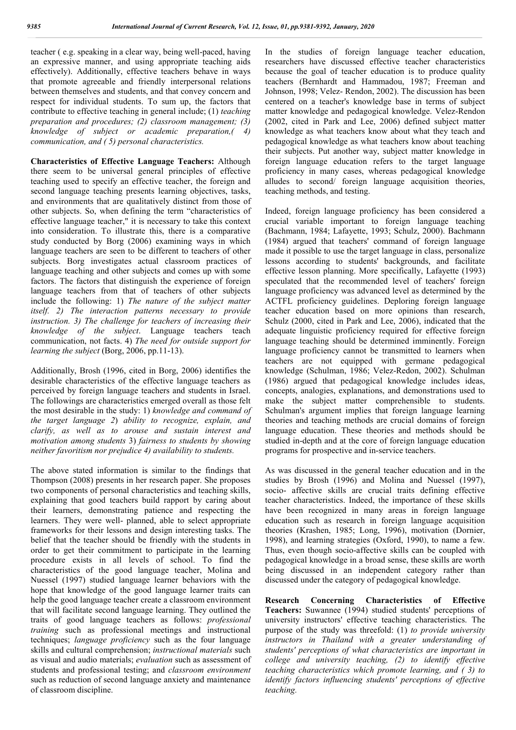teacher ( e.g. speaking in a clear way, being well-paced, having an expressive manner, and using appropriate teaching aids effectively). Additionally, effective teachers behave in ways that promote agreeable and friendly interpersonal relations between themselves and students, and that convey concern and respect for individual students. To sum up, the factors that contribute to effective teaching in general include; (1) *teaching preparation and procedures; (2) classroom management; (3) knowledge of subject or academic preparation,( 4) communication, and ( 5) personal characteristics.*

**Characteristics of Effective Language Teachers:** Although there seem to be universal general principles of effective teaching used to specify an effective teacher, the foreign and second language teaching presents learning objectives, tasks, and environments that are qualitatively distinct from those of other subjects. So, when defining the term "characteristics of effective language teacher," it is necessary to take this context into consideration. To illustrate this, there is a comparative study conducted by Borg (2006) examining ways in which language teachers are seen to be different to teachers of other subjects. Borg investigates actual classroom practices of language teaching and other subjects and comes up with some factors. The factors that distinguish the experience of foreign language teachers from that of teachers of other subjects include the following: 1) *The nature of the subject matter itself. 2) The interaction patterns necessary to provide instruction. 3) The challenge for teachers of increasing their knowledge of the subject*. Language teachers teach communication, not facts. 4) *The need for outside support for learning the subject* (Borg, 2006, pp.11-13).

Additionally, Brosh (1996, cited in Borg, 2006) identifies the desirable characteristics of the effective language teachers as perceived by foreign language teachers and students in Israel. The followings are characteristics emerged overall as those felt the most desirable in the study: 1) *knowledge and command of the target language 2*) *ability to recognize, explain, and clarify, as well as to arouse and sustain interest and motivation among students* 3) *fairness to students by showing neither favoritism nor prejudice 4) availability to students.*

The above stated information is similar to the findings that Thompson (2008) presents in her research paper. She proposes two components of personal characteristics and teaching skills, explaining that good teachers build rapport by caring about their learners, demonstrating patience and respecting the learners. They were well- planned, able to select appropriate frameworks for their lessons and design interesting tasks. The belief that the teacher should be friendly with the students in order to get their commitment to participate in the learning procedure exists in all levels of school. To find the characteristics of the good language teacher, Molina and Nuessel (1997) studied language learner behaviors with the hope that knowledge of the good language learner traits can help the good language teacher create a classroom environment that will facilitate second language learning. They outlined the traits of good language teachers as follows: *professional training* such as professional meetings and instructional techniques; *language proficiency* such as the four language skills and cultural comprehension; *instructional materials* such as visual and audio materials; *evaluation* such as assessment of students and professional testing; and *classroom environment* such as reduction of second language anxiety and maintenance of classroom discipline.

In the studies of foreign language teacher education, researchers have discussed effective teacher characteristics because the goal of teacher education is to produce quality teachers (Bernhardt and Hammadou, 1987; Freeman and Johnson, 1998; Velez- Rendon, 2002). The discussion has been centered on a teacher's knowledge base in terms of subject matter knowledge and pedagogical knowledge. Velez-Rendon (2002, cited in Park and Lee, 2006) defined subject matter knowledge as what teachers know about what they teach and pedagogical knowledge as what teachers know about teaching their subjects. Put another way, subject matter knowledge in foreign language education refers to the target language proficiency in many cases, whereas pedagogical knowledge alludes to second/ foreign language acquisition theories, teaching methods, and testing.

Indeed, foreign language proficiency has been considered a crucial variable important to foreign language teaching (Bachmann, 1984; Lafayette, 1993; Schulz, 2000). Bachmann (1984) argued that teachers' command of foreign language made it possible to use the target language in class, personalize lessons according to students' backgrounds, and facilitate effective lesson planning. More specifically, Lafayette (1993) speculated that the recommended level of teachers' foreign language proficiency was advanced level as determined by the ACTFL proficiency guidelines. Deploring foreign language teacher education based on more opinions than research, Schulz (2000, cited in Park and Lee, 2006), indicated that the adequate linguistic proficiency required for effective foreign language teaching should be determined imminently. Foreign language proficiency cannot be transmitted to learners when teachers are not equipped with germane pedagogical knowledge (Schulman, 1986; Velez-Redon, 2002). Schulman (1986) argued that pedagogical knowledge includes ideas, concepts, analogies, explanations, and demonstrations used to make the subject matter comprehensible to students. Schulman's argument implies that foreign language learning theories and teaching methods are crucial domains of foreign language education. These theories and methods should be studied in-depth and at the core of foreign language education programs for prospective and in-service teachers.

As was discussed in the general teacher education and in the studies by Brosh (1996) and Molina and Nuessel (1997), socio- affective skills are crucial traits defining effective teacher characteristics. Indeed, the importance of these skills have been recognized in many areas in foreign language education such as research in foreign language acquisition theories (Krashen, 1985; Long, 1996), motivation (Dornier, 1998), and learning strategies (Oxford, 1990), to name a few. Thus, even though socio-affective skills can be coupled with pedagogical knowledge in a broad sense, these skills are worth being discussed in an independent category rather than discussed under the category of pedagogical knowledge.

**Research Concerning Characteristics of Effective Teachers:** Suwannee (1994) studied students' perceptions of university instructors' effective teaching characteristics. The purpose of the study was threefold: (1) *to provide university instructors in Thailand with a greater understanding of students' perceptions of what characteristics are important in college and university teaching, (2) to identify effective teaching characteristics which promote learning, and ( 3) to identify factors influencing students' perceptions of effective teaching.*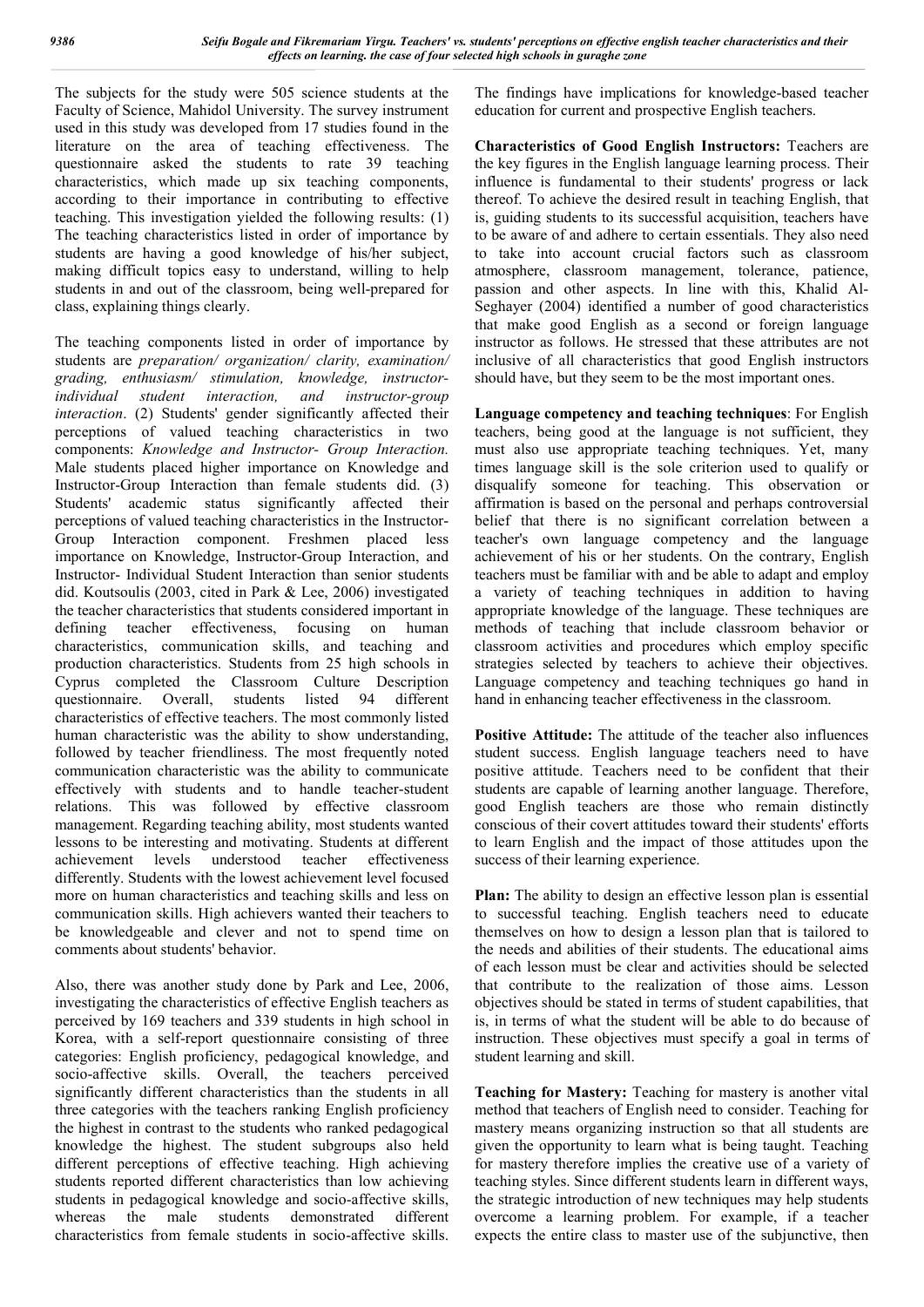The subjects for the study were 505 science students at the Faculty of Science, Mahidol University. The survey instrument used in this study was developed from 17 studies found in the literature on the area of teaching effectiveness. The questionnaire asked the students to rate 39 teaching characteristics, which made up six teaching components, according to their importance in contributing to effective teaching. This investigation yielded the following results: (1) The teaching characteristics listed in order of importance by students are having a good knowledge of his/her subject, making difficult topics easy to understand, willing to help students in and out of the classroom, being well-prepared for class, explaining things clearly.

The teaching components listed in order of importance by students are *preparation/ organization/ clarity, examination/ grading, enthusiasm/ stimulation, knowledge, instructor-individual student interaction, and instructor-group interaction*. (2) Students' gender significantly affected their perceptions of valued teaching characteristics in two components: *Knowledge and Instructor- Group Interaction.* Male students placed higher importance on Knowledge and Instructor-Group Interaction than female students did. (3) Students' academic status significantly affected their perceptions of valued teaching characteristics in the Instructor-Group Interaction component. Freshmen placed less importance on Knowledge, Instructor-Group Interaction, and Instructor- Individual Student Interaction than senior students did. Koutsoulis (2003, cited in Park & Lee, 2006) investigated the teacher characteristics that students considered important in defining teacher effectiveness, focusing on human characteristics, communication skills, and teaching and production characteristics. Students from 25 high schools in Cyprus completed the Classroom Culture Description questionnaire. Overall, students listed 94 different characteristics of effective teachers. The most commonly listed human characteristic was the ability to show understanding, followed by teacher friendliness. The most frequently noted communication characteristic was the ability to communicate effectively with students and to handle teacher-student relations. This was followed by effective classroom management. Regarding teaching ability, most students wanted lessons to be interesting and motivating. Students at different achievement levels understood teacher effectiveness differently. Students with the lowest achievement level focused more on human characteristics and teaching skills and less on communication skills. High achievers wanted their teachers to be knowledgeable and clever and not to spend time on comments about students' behavior.

Also, there was another study done by Park and Lee, 2006, investigating the characteristics of effective English teachers as perceived by 169 teachers and 339 students in high school in Korea, with a self-report questionnaire consisting of three categories: English proficiency, pedagogical knowledge, and socio-affective skills. Overall, the teachers perceived significantly different characteristics than the students in all three categories with the teachers ranking English proficiency the highest in contrast to the students who ranked pedagogical knowledge the highest. The student subgroups also held different perceptions of effective teaching. High achieving students reported different characteristics than low achieving students in pedagogical knowledge and socio-affective skills, whereas the male students demonstrated different characteristics from female students in socio-affective skills. The findings have implications for knowledge-based teacher education for current and prospective English teachers.

**Characteristics of Good English Instructors:** Teachers are the key figures in the English language learning process. Their influence is fundamental to their students' progress or lack thereof. To achieve the desired result in teaching English, that is, guiding students to its successful acquisition, teachers have to be aware of and adhere to certain essentials. They also need to take into account crucial factors such as classroom atmosphere, classroom management, tolerance, patience, passion and other aspects. In line with this, Khalid Al-Seghayer (2004) identified a number of good characteristics that make good English as a second or foreign language instructor as follows. He stressed that these attributes are not inclusive of all characteristics that good English instructors should have, but they seem to be the most important ones.

**Language competency and teaching techniques**: For English teachers, being good at the language is not sufficient, they must also use appropriate teaching techniques. Yet, many times language skill is the sole criterion used to qualify or disqualify someone for teaching. This observation or affirmation is based on the personal and perhaps controversial belief that there is no significant correlation between a teacher's own language competency and the language achievement of his or her students. On the contrary, English teachers must be familiar with and be able to adapt and employ a variety of teaching techniques in addition to having appropriate knowledge of the language. These techniques are methods of teaching that include classroom behavior or classroom activities and procedures which employ specific strategies selected by teachers to achieve their objectives. Language competency and teaching techniques go hand in hand in enhancing teacher effectiveness in the classroom.

**Positive Attitude:** The attitude of the teacher also influences student success. English language teachers need to have positive attitude. Teachers need to be confident that their students are capable of learning another language. Therefore, good English teachers are those who remain distinctly conscious of their covert attitudes toward their students' efforts to learn English and the impact of those attitudes upon the success of their learning experience.

**Plan:** The ability to design an effective lesson plan is essential to successful teaching. English teachers need to educate themselves on how to design a lesson plan that is tailored to the needs and abilities of their students. The educational aims of each lesson must be clear and activities should be selected that contribute to the realization of those aims. Lesson objectives should be stated in terms of student capabilities, that is, in terms of what the student will be able to do because of instruction. These objectives must specify a goal in terms of student learning and skill.

**Teaching for Mastery:** Teaching for mastery is another vital method that teachers of English need to consider. Teaching for mastery means organizing instruction so that all students are given the opportunity to learn what is being taught. Teaching for mastery therefore implies the creative use of a variety of teaching styles. Since different students learn in different ways, the strategic introduction of new techniques may help students overcome a learning problem. For example, if a teacher expects the entire class to master use of the subjunctive, then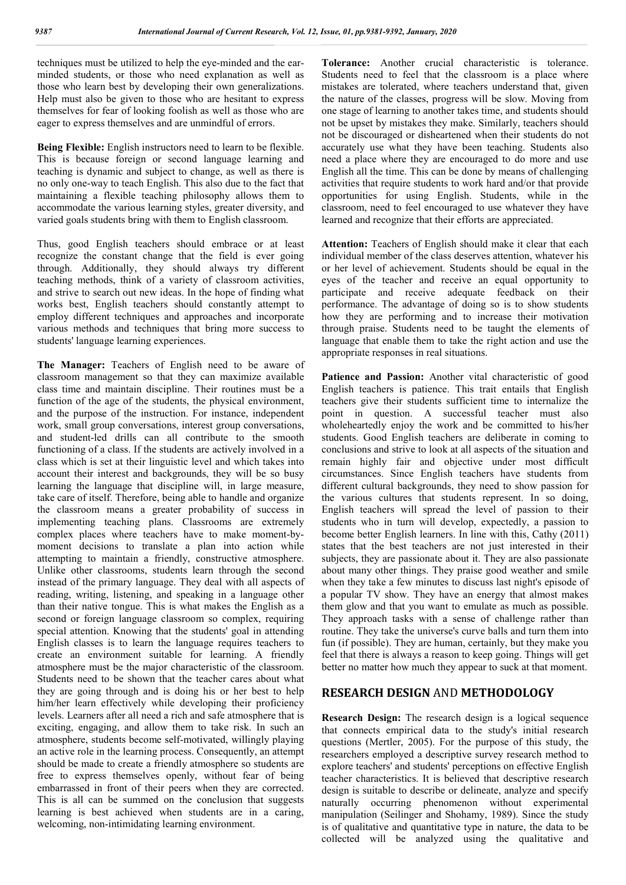techniques must be utilized to help the eye-minded and the ear-minded students, or those who need explanation as well as those who learn best by developing their own generalizations. Help must also be given to those who are hesitant to express themselves for fear of looking foolish as well as those who are eager to express themselves and are unmindful of errors.

**Being Flexible:** English instructors need to learn to be flexible. This is because foreign or second language learning and teaching is dynamic and subject to change, as well as there is no only one-way to teach English. This also due to the fact that maintaining a flexible teaching philosophy allows them to accommodate the various learning styles, greater diversity, and varied goals students bring with them to English classroom.

Thus, good English teachers should embrace or at least recognize the constant change that the field is ever going through. Additionally, they should always try different teaching methods, think of a variety of classroom activities, and strive to search out new ideas. In the hope of finding what works best, English teachers should constantly attempt to employ different techniques and approaches and incorporate various methods and techniques that bring more success to students' language learning experiences.

**The Manager:** Teachers of English need to be aware of classroom management so that they can maximize available class time and maintain discipline. Their routines must be a function of the age of the students, the physical environment, and the purpose of the instruction. For instance, independent work, small group conversations, interest group conversations, and student-led drills can all contribute to the smooth functioning of a class. If the students are actively involved in a class which is set at their linguistic level and which takes into account their interest and backgrounds, they will be so busy learning the language that discipline will, in large measure, take care of itself. Therefore, being able to handle and organize the classroom means a greater probability of success in implementing teaching plans. Classrooms are extremely complex places where teachers have to make moment-by-moment decisions to translate a plan into action while attempting to maintain a friendly, constructive atmosphere. Unlike other classrooms, students learn through the second instead of the primary language. They deal with all aspects of reading, writing, listening, and speaking in a language other than their native tongue. This is what makes the English as a second or foreign language classroom so complex, requiring special attention. Knowing that the students' goal in attending English classes is to learn the language requires teachers to create an environment suitable for learning. A friendly atmosphere must be the major characteristic of the classroom. Students need to be shown that the teacher cares about what they are going through and is doing his or her best to help him/her learn effectively while developing their proficiency levels. Learners after all need a rich and safe atmosphere that is exciting, engaging, and allow them to take risk. In such an atmosphere, students become self-motivated, willingly playing an active role in the learning process. Consequently, an attempt should be made to create a friendly atmosphere so students are free to express themselves openly, without fear of being embarrassed in front of their peers when they are corrected. This is all can be summed on the conclusion that suggests learning is best achieved when students are in a caring, welcoming, non-intimidating learning environment.

**Tolerance:** Another crucial characteristic is tolerance. Students need to feel that the classroom is a place where mistakes are tolerated, where teachers understand that, given the nature of the classes, progress will be slow. Moving from one stage of learning to another takes time, and students should not be upset by mistakes they make. Similarly, teachers should not be discouraged or disheartened when their students do not accurately use what they have been teaching. Students also need a place where they are encouraged to do more and use English all the time. This can be done by means of challenging activities that require students to work hard and/or that provide opportunities for using English. Students, while in the classroom, need to feel encouraged to use whatever they have learned and recognize that their efforts are appreciated.

**Attention:** Teachers of English should make it clear that each individual member of the class deserves attention, whatever his or her level of achievement. Students should be equal in the eyes of the teacher and receive an equal opportunity to participate and receive adequate feedback on their performance. The advantage of doing so is to show students how they are performing and to increase their motivation through praise. Students need to be taught the elements of language that enable them to take the right action and use the appropriate responses in real situations.

**Patience and Passion:** Another vital characteristic of good English teachers is patience. This trait entails that English teachers give their students sufficient time to internalize the point in question. A successful teacher must also wholeheartedly enjoy the work and be committed to his/her students. Good English teachers are deliberate in coming to conclusions and strive to look at all aspects of the situation and remain highly fair and objective under most difficult circumstances. Since English teachers have students from different cultural backgrounds, they need to show passion for the various cultures that students represent. In so doing, English teachers will spread the level of passion to their students who in turn will develop, expectedly, a passion to become better English learners. In line with this, Cathy (2011) states that the best teachers are not just interested in their subjects, they are passionate about it. They are also passionate about many other things. They praise good weather and smile when they take a few minutes to discuss last night's episode of a popular TV show. They have an energy that almost makes them glow and that you want to emulate as much as possible. They approach tasks with a sense of challenge rather than routine. They take the universe's curve balls and turn them into fun (if possible). They are human, certainly, but they make you feel that there is always a reason to keep going. Things will get better no matter how much they appear to suck at that moment.

## RESEARCH DESIGN AND METHODOLOGY

**Research Design:** The research design is a logical sequence that connects empirical data to the study's initial research questions (Mertler, 2005). For the purpose of this study, the researchers employed a descriptive survey research method to explore teachers' and students' perceptions on effective English teacher characteristics. It is believed that descriptive research design is suitable to describe or delineate, analyze and specify naturally occurring phenomenon without experimental manipulation (Seilinger and Shohamy, 1989). Since the study is of qualitative and quantitative type in nature, the data to be collected will be analyzed using the qualitative and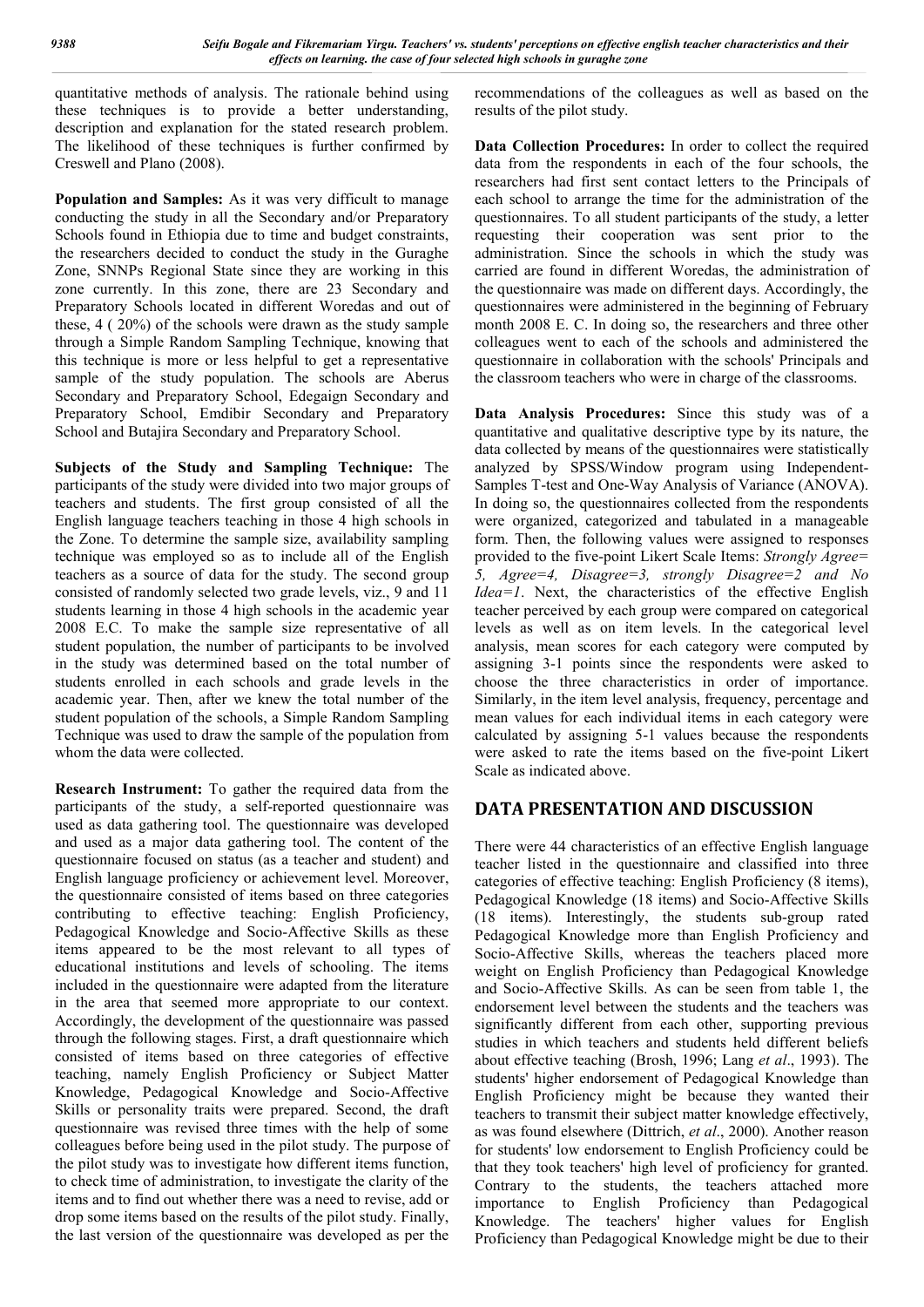quantitative methods of analysis. The rationale behind using these techniques is to provide a better understanding, description and explanation for the stated research problem. The likelihood of these techniques is further confirmed by Creswell and Plano (2008).

**Population and Samples:** As it was very difficult to manage conducting the study in all the Secondary and/or Preparatory Schools found in Ethiopia due to time and budget constraints, the researchers decided to conduct the study in the Guraghe Zone, SNNPs Regional State since they are working in this zone currently. In this zone, there are 23 Secondary and Preparatory Schools located in different Woredas and out of these, 4 ( 20%) of the schools were drawn as the study sample through a Simple Random Sampling Technique, knowing that this technique is more or less helpful to get a representative sample of the study population. The schools are Aberus Secondary and Preparatory School, Edegaign Secondary and Preparatory School, Emdibir Secondary and Preparatory School and Butajira Secondary and Preparatory School.

**Subjects of the Study and Sampling Technique:** The participants of the study were divided into two major groups of teachers and students. The first group consisted of all the English language teachers teaching in those 4 high schools in the Zone. To determine the sample size, availability sampling technique was employed so as to include all of the English teachers as a source of data for the study. The second group consisted of randomly selected two grade levels, viz., 9 and 11 students learning in those 4 high schools in the academic year 2008 E.C. To make the sample size representative of all student population, the number of participants to be involved in the study was determined based on the total number of students enrolled in each schools and grade levels in the academic year. Then, after we knew the total number of the student population of the schools, a Simple Random Sampling Technique was used to draw the sample of the population from whom the data were collected.

**Research Instrument:** To gather the required data from the participants of the study, a self-reported questionnaire was used as data gathering tool. The questionnaire was developed and used as a major data gathering tool. The content of the questionnaire focused on status (as a teacher and student) and English language proficiency or achievement level. Moreover, the questionnaire consisted of items based on three categories contributing to effective teaching: English Proficiency, Pedagogical Knowledge and Socio-Affective Skills as these items appeared to be the most relevant to all types of educational institutions and levels of schooling. The items included in the questionnaire were adapted from the literature in the area that seemed more appropriate to our context. Accordingly, the development of the questionnaire was passed through the following stages. First, a draft questionnaire which consisted of items based on three categories of effective teaching, namely English Proficiency or Subject Matter Knowledge, Pedagogical Knowledge and Socio-Affective Skills or personality traits were prepared. Second, the draft questionnaire was revised three times with the help of some colleagues before being used in the pilot study. The purpose of the pilot study was to investigate how different items function, to check time of administration, to investigate the clarity of the items and to find out whether there was a need to revise, add or drop some items based on the results of the pilot study. Finally, the last version of the questionnaire was developed as per the recommendations of the colleagues as well as based on the results of the pilot study.

**Data Collection Procedures:** In order to collect the required data from the respondents in each of the four schools, the researchers had first sent contact letters to the Principals of each school to arrange the time for the administration of the questionnaires. To all student participants of the study, a letter requesting their cooperation was sent prior to the administration. Since the schools in which the study was carried are found in different Woredas, the administration of the questionnaire was made on different days. Accordingly, the questionnaires were administered in the beginning of February month 2008 E. C. In doing so, the researchers and three other colleagues went to each of the schools and administered the questionnaire in collaboration with the schools' Principals and the classroom teachers who were in charge of the classrooms.

**Data Analysis Procedures:** Since this study was of a quantitative and qualitative descriptive type by its nature, the data collected by means of the questionnaires were statistically analyzed by SPSS/Window program using Independent-Samples T-test and One-Way Analysis of Variance (ANOVA). In doing so, the questionnaires collected from the respondents were organized, categorized and tabulated in a manageable form. Then, the following values were assigned to responses provided to the five-point Likert Scale Items: *Strongly Agree= 5, Agree=4, Disagree=3, strongly Disagree=2 and No Idea=1*. Next, the characteristics of the effective English teacher perceived by each group were compared on categorical levels as well as on item levels. In the categorical level analysis, mean scores for each category were computed by assigning 3-1 points since the respondents were asked to choose the three characteristics in order of importance. Similarly, in the item level analysis, frequency, percentage and mean values for each individual items in each category were calculated by assigning 5-1 values because the respondents were asked to rate the items based on the five-point Likert Scale as indicated above.

## DATA PRESENTATION AND DISCUSSION

There were 44 characteristics of an effective English language teacher listed in the questionnaire and classified into three categories of effective teaching: English Proficiency (8 items), Pedagogical Knowledge (18 items) and Socio-Affective Skills (18 items). Interestingly, the students sub-group rated Pedagogical Knowledge more than English Proficiency and Socio-Affective Skills, whereas the teachers placed more weight on English Proficiency than Pedagogical Knowledge and Socio-Affective Skills. As can be seen from table 1, the endorsement level between the students and the teachers was significantly different from each other, supporting previous studies in which teachers and students held different beliefs about effective teaching (Brosh, 1996; Lang *et al*., 1993). The students' higher endorsement of Pedagogical Knowledge than English Proficiency might be because they wanted their teachers to transmit their subject matter knowledge effectively, as was found elsewhere (Dittrich, *et al*., 2000). Another reason for students' low endorsement to English Proficiency could be that they took teachers' high level of proficiency for granted. Contrary to the students, the teachers attached more importance to English Proficiency than Pedagogical Knowledge. The teachers' higher values for English Proficiency than Pedagogical Knowledge might be due to their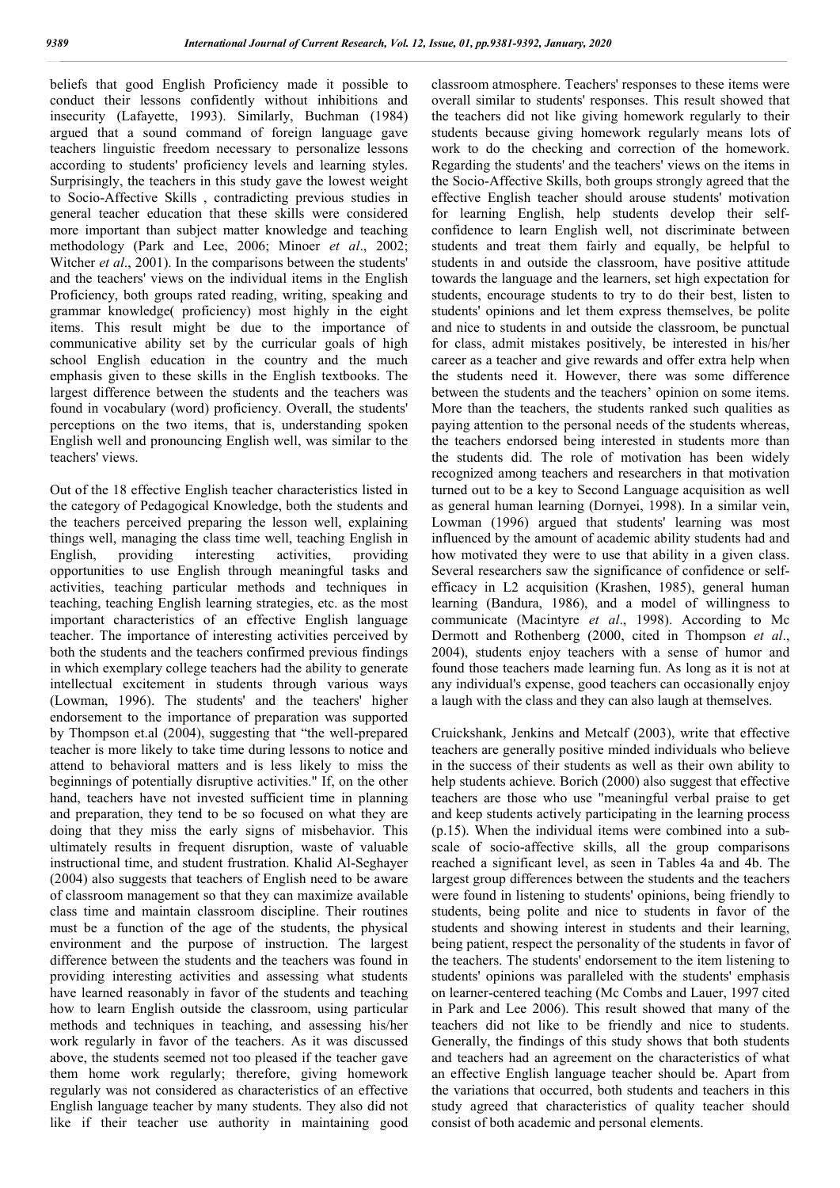beliefs that good English Proficiency made it possible to conduct their lessons confidently without inhibitions and insecurity (Lafayette, 1993). Similarly, Buchman (1984) argued that a sound command of foreign language gave teachers linguistic freedom necessary to personalize lessons according to students' proficiency levels and learning styles. Surprisingly, the teachers in this study gave the lowest weight to Socio-Affective Skills , contradicting previous studies in general teacher education that these skills were considered more important than subject matter knowledge and teaching methodology (Park and Lee, 2006; Minoer *et al*., 2002; Witcher *et al*., 2001). In the comparisons between the students' and the teachers' views on the individual items in the English Proficiency, both groups rated reading, writing, speaking and grammar knowledge( proficiency) most highly in the eight items. This result might be due to the importance of communicative ability set by the curricular goals of high school English education in the country and the much emphasis given to these skills in the English textbooks. The largest difference between the students and the teachers was found in vocabulary (word) proficiency. Overall, the students' perceptions on the two items, that is, understanding spoken English well and pronouncing English well, was similar to the teachers' views.

Out of the 18 effective English teacher characteristics listed in the category of Pedagogical Knowledge, both the students and the teachers perceived preparing the lesson well, explaining things well, managing the class time well, teaching English in English, providing interesting activities, providing opportunities to use English through meaningful tasks and activities, teaching particular methods and techniques in teaching, teaching English learning strategies, etc. as the most important characteristics of an effective English language teacher. The importance of interesting activities perceived by both the students and the teachers confirmed previous findings in which exemplary college teachers had the ability to generate intellectual excitement in students through various ways (Lowman, 1996). The students' and the teachers' higher endorsement to the importance of preparation was supported by Thompson et.al (2004), suggesting that "the well-prepared teacher is more likely to take time during lessons to notice and attend to behavioral matters and is less likely to miss the beginnings of potentially disruptive activities." If, on the other hand, teachers have not invested sufficient time in planning and preparation, they tend to be so focused on what they are doing that they miss the early signs of misbehavior. This ultimately results in frequent disruption, waste of valuable instructional time, and student frustration. Khalid Al-Seghayer (2004) also suggests that teachers of English need to be aware of classroom management so that they can maximize available class time and maintain classroom discipline. Their routines must be a function of the age of the students, the physical environment and the purpose of instruction. The largest difference between the students and the teachers was found in providing interesting activities and assessing what students have learned reasonably in favor of the students and teaching how to learn English outside the classroom, using particular methods and techniques in teaching, and assessing his/her work regularly in favor of the teachers. As it was discussed above, the students seemed not too pleased if the teacher gave them home work regularly; therefore, giving homework regularly was not considered as characteristics of an effective English language teacher by many students. They also did not like if their teacher use authority in maintaining good classroom atmosphere. Teachers' responses to these items were overall similar to students' responses. This result showed that the teachers did not like giving homework regularly to their students because giving homework regularly means lots of work to do the checking and correction of the homework. Regarding the students' and the teachers' views on the items in the Socio-Affective Skills, both groups strongly agreed that the effective English teacher should arouse students' motivation for learning English, help students develop their self-confidence to learn English well, not discriminate between students and treat them fairly and equally, be helpful to students in and outside the classroom, have positive attitude towards the language and the learners, set high expectation for students, encourage students to try to do their best, listen to students' opinions and let them express themselves, be polite and nice to students in and outside the classroom, be punctual for class, admit mistakes positively, be interested in his/her career as a teacher and give rewards and offer extra help when the students need it. However, there was some difference between the students and the teachers' opinion on some items. More than the teachers, the students ranked such qualities as paying attention to the personal needs of the students whereas, the teachers endorsed being interested in students more than the students did. The role of motivation has been widely recognized among teachers and researchers in that motivation turned out to be a key to Second Language acquisition as well as general human learning (Dornyei, 1998). In a similar vein, Lowman (1996) argued that students' learning was most influenced by the amount of academic ability students had and how motivated they were to use that ability in a given class. Several researchers saw the significance of confidence or self-efficacy in L2 acquisition (Krashen, 1985), general human learning (Bandura, 1986), and a model of willingness to communicate (Macintyre *et al*., 1998). According to Mc Dermott and Rothenberg (2000, cited in Thompson *et al*., 2004), students enjoy teachers with a sense of humor and found those teachers made learning fun. As long as it is not at any individual's expense, good teachers can occasionally enjoy a laugh with the class and they can also laugh at themselves.

Cruickshank, Jenkins and Metcalf (2003), write that effective teachers are generally positive minded individuals who believe in the success of their students as well as their own ability to help students achieve. Borich (2000) also suggest that effective teachers are those who use "meaningful verbal praise to get and keep students actively participating in the learning process (p.15). When the individual items were combined into a sub-scale of socio-affective skills, all the group comparisons reached a significant level, as seen in Tables 4a and 4b. The largest group differences between the students and the teachers were found in listening to students' opinions, being friendly to students, being polite and nice to students in favor of the students and showing interest in students and their learning, being patient, respect the personality of the students in favor of the teachers. The students' endorsement to the item listening to students' opinions was paralleled with the students' emphasis on learner-centered teaching (Mc Combs and Lauer, 1997 cited in Park and Lee 2006). This result showed that many of the teachers did not like to be friendly and nice to students. Generally, the findings of this study shows that both students and teachers had an agreement on the characteristics of what an effective English language teacher should be. Apart from the variations that occurred, both students and teachers in this study agreed that characteristics of quality teacher should consist of both academic and personal elements.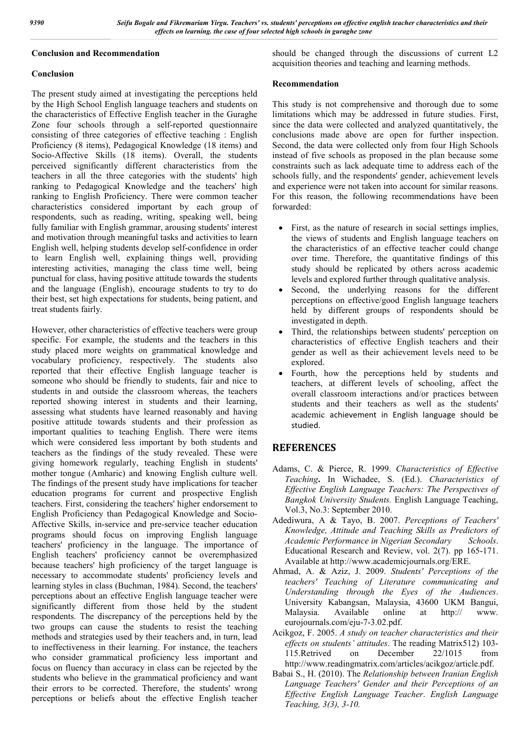## Conclusion and Recommendation

### Conclusion

The present study aimed at investigating the perceptions held by the High School English language teachers and students on the characteristics of Effective English teacher in the Guraghe Zone four schools through a self-reported questionnaire consisting of three categories of effective teaching : English Proficiency (8 items), Pedagogical Knowledge (18 items) and Socio-Affective Skills (18 items). Overall, the students perceived significantly different characteristics from the teachers in all the three categories with the students' high ranking to Pedagogical Knowledge and the teachers' high ranking to English Proficiency. There were common teacher characteristics considered important by each group of respondents, such as reading, writing, speaking well, being fully familiar with English grammar, arousing students' interest and motivation through meaningful tasks and activities to learn English well, helping students develop self-confidence in order to learn English well, explaining things well, providing interesting activities, managing the class time well, being punctual for class, having positive attitude towards the students and the language (English), encourage students to try to do their best, set high expectations for students, being patient, and treat students fairly.

However, other characteristics of effective teachers were group specific. For example, the students and the teachers in this study placed more weights on grammatical knowledge and vocabulary proficiency, respectively. The students also reported that their effective English language teacher is someone who should be friendly to students, fair and nice to students in and outside the classroom whereas, the teachers reported showing interest in students and their learning, assessing what students have learned reasonably and having positive attitude towards students and their profession as important qualities to teaching English. There were items which were considered less important by both students and teachers as the findings of the study revealed. These were giving homework regularly, teaching English in students' mother tongue (Amharic) and knowing English culture well. The findings of the present study have implications for teacher education programs for current and prospective English teachers. First, considering the teachers' higher endorsement to English Proficiency than Pedagogical Knowledge and Socio-Affective Skills, in-service and pre-service teacher education programs should focus on improving English language teachers' proficiency in the language. The importance of English teachers' proficiency cannot be overemphasized because teachers' high proficiency of the target language is necessary to accommodate students' proficiency levels and learning styles in class (Buchman, 1984). Second, the teachers' perceptions about an effective English language teacher were significantly different from those held by the student respondents. The discrepancy of the perceptions held by the two groups can cause the students to resist the teaching methods and strategies used by their teachers and, in turn, lead to ineffectiveness in their learning. For instance, the teachers who consider grammatical proficiency less important and focus on fluency than accuracy in class can be rejected by the students who believe in the grammatical proficiency and want their errors to be corrected. Therefore, the students' wrong perceptions or beliefs about the effective English teacher should be changed through the discussions of current L2 acquisition theories and teaching and learning methods.

### Recommendation

This study is not comprehensive and thorough due to some limitations which may be addressed in future studies. First, since the data were collected and analyzed quantitatively, the conclusions made above are open for further inspection. Second, the data were collected only from four High Schools instead of five schools as proposed in the plan because some constraints such as lack adequate time to address each of the schools fully, and the respondents' gender, achievement levels and experience were not taken into account for similar reasons. For this reason, the following recommendations have been forwarded:

- First, as the nature of research in social settings implies, the views of students and English language teachers on the characteristics of an effective teacher could change over time. Therefore, the quantitative findings of this study should be replicated by others across academic levels and explored further through qualitative analysis.
- Second, the underlying reasons for the different perceptions on effective/good English language teachers held by different groups of respondents should be investigated in depth.
- Third, the relationships between students' perception on characteristics of effective English teachers and their gender as well as their achievement levels need to be explored.
- Fourth, how the perceptions held by students and teachers, at different levels of schooling, affect the overall classroom interactions and/or practices between students and their teachers as well as the students' academic achievement in English language should be studied.

## REFERENCES

Adams, C. & Pierce, R. 1999. *Characteristics of Effective Teaching***.** In Wichadee, S. (Ed.). *Characteristics of Effective English Language Teachers: The Perspectives of Bangkok University Students.* English Language Teaching, Vol.3, No.3: September 2010.

Adediwura, A & Tayo, B. 2007. *Perceptions of Teachers' Knowledge, Attitude and Teaching Skills as Predictors of Academic Performance in Nigerian Secondary Schools*. Educational Research and Review, vol. 2(7). pp 165-171. Available at http://www.academicjournals.org/ERE.

Ahmad, A. & Aziz, J. 2009. *Students' Perceptions of the teachers' Teaching of Literature communicating and Understanding through the Eyes of the Audiences*. University Kabangsan, Malaysia, 43600 UKM Bangui, Malaysia. Available online at http:// www. eurojournals.com/eju-7-3.02.pdf.

Acikgoz, F. 2005. *A study on teacher characteristics and their effects on students' attitudes*. The reading Matrix512) 103-115.Retrived on December 22/1015 from http://www.readingmatrix.com/articles/acikgoz/article.pdf.

Babai S., H. (2010). The *Relationship between Iranian English Language Teachers' Gender and their Perceptions of an Effective English Language Teacher*. *English Language Teaching, 3(3), 3-10.*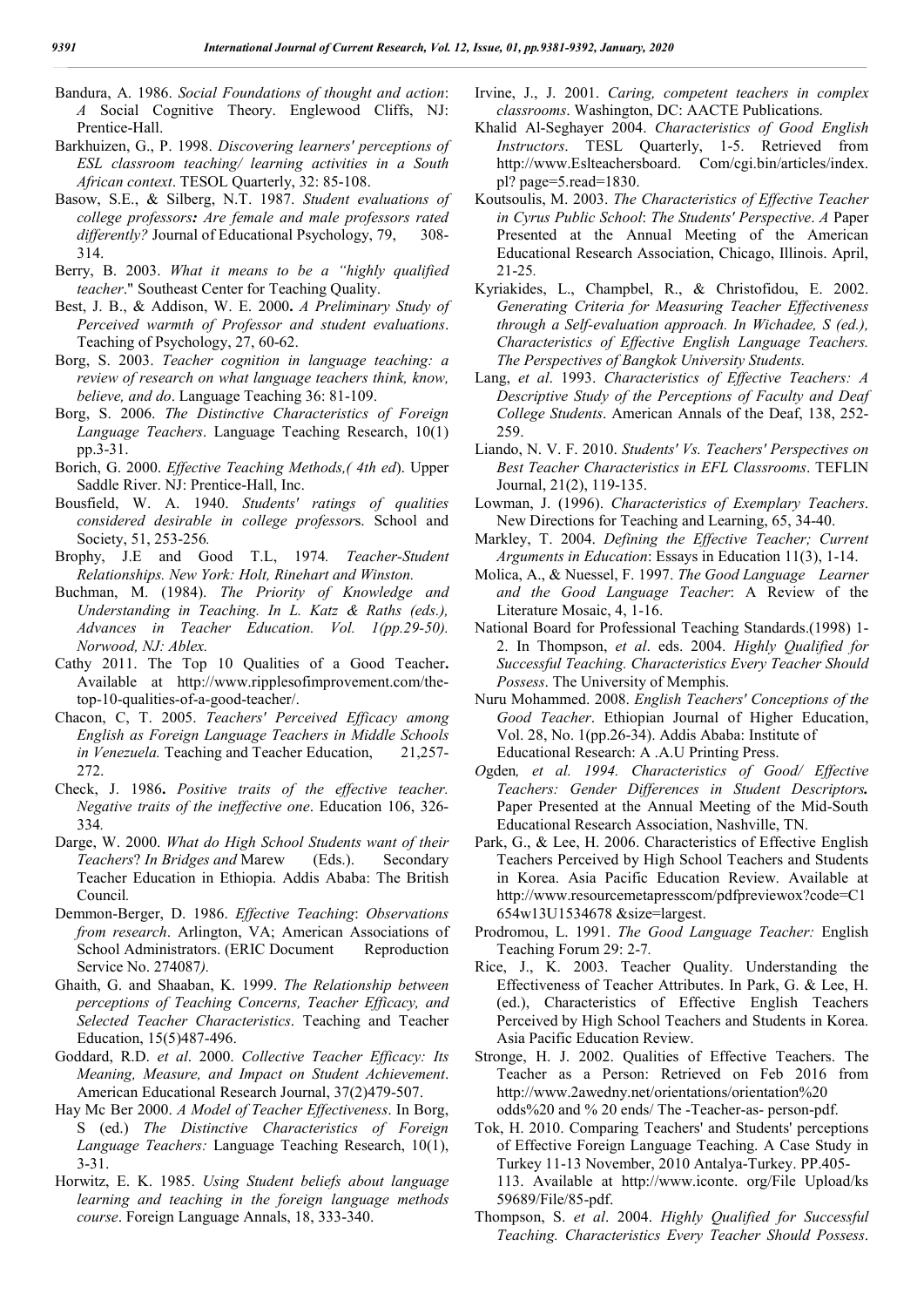Bandura, A. 1986. *Social Foundations of thought and action*: *A* Social Cognitive Theory. Englewood Cliffs, NJ: Prentice-Hall.

Barkhuizen, G., P. 1998. *Discovering learners' perceptions of ESL classroom teaching/ learning activities in a South African context*. TESOL Quarterly, 32: 85-108.

Basow, S.E., & Silberg, N.T. 1987. *Student evaluations of college professors: Are female and male professors rated differently?* Journal of Educational Psychology, 79, 308-314.

Berry, B. 2003. *What it means to be a "highly qualified teacher*." Southeast Center for Teaching Quality.

Best, J. B., & Addison, W. E. 2000**.** *A Preliminary Study of Perceived warmth of Professor and student evaluations*. Teaching of Psychology, 27, 60-62.

Borg, S. 2003. *Teacher cognition in language teaching: a review of research on what language teachers think, know, believe, and do*. Language Teaching 36: 81-109.

Borg, S. 2006. *The Distinctive Characteristics of Foreign Language Teachers*. Language Teaching Research, 10(1) pp.3-31.

Borich, G. 2000. *Effective Teaching Methods,( 4th ed*). Upper Saddle River. NJ: Prentice-Hall, Inc.

Bousfield, W. A. 1940. *Students' ratings of qualities considered desirable in college professor*s. School and Society, 51, 253-256*.*

Brophy, J.E and Good T.L, 1974*. Teacher-Student Relationships. New York: Holt, Rinehart and Winston.*

Buchman, M. (1984). *The Priority of Knowledge and Understanding in Teaching. In L. Katz & Raths (eds.), Advances in Teacher Education. Vol. 1(pp.29-50). Norwood, NJ: Ablex.*

Cathy 2011. The Top 10 Qualities of a Good Teacher**.** Available at http://www.ripplesofimprovement.com/the-top-10-qualities-of-a-good-teacher/.

Chacon, C, T. 2005. *Teachers' Perceived Efficacy among English as Foreign Language Teachers in Middle Schools in Venezuela.* Teaching and Teacher Education, 21,257-272.

Check, J. 1986**.** *Positive traits of the effective teacher. Negative traits of the ineffective one*. Education 106, 326-334*.*

Darge, W. 2000. *What do High School Students want of their Teachers*? *In Bridges and* Marew (Eds.). Secondary Teacher Education in Ethiopia. Addis Ababa: The British Council*.*

Demmon-Berger, D. 1986. *Effective Teaching*: *Observations from research*. Arlington, VA; American Associations of School Administrators. (ERIC Document Reproduction Service No. 274087*).*

Ghaith, G. and Shaaban, K. 1999. *The Relationship between perceptions of Teaching Concerns, Teacher Efficacy, and Selected Teacher Characteristics*. Teaching and Teacher Education, 15(5)487-496.

Goddard, R.D. *et al*. 2000. *Collective Teacher Efficacy: Its Meaning, Measure, and Impact on Student Achievement*. American Educational Research Journal, 37(2)479-507.

Hay Mc Ber 2000. *A Model of Teacher Effectiveness*. In Borg, S (ed.) *The Distinctive Characteristics of Foreign Language Teachers:* Language Teaching Research, 10(1), 3-31.

Horwitz, E. K. 1985. *Using Student beliefs about language learning and teaching in the foreign language methods course*. Foreign Language Annals, 18, 333-340.

Irvine, J., J. 2001. *Caring, competent teachers in complex classrooms*. Washington, DC: AACTE Publications.

Khalid Al-Seghayer 2004. *Characteristics of Good English Instructors*. TESL Quarterly, 1-5. Retrieved from http://www.Eslteachersboard. Com/cgi.bin/articles/index. pl? page=5.read=1830.

Koutsoulis, M. 2003. *The Characteristics of Effective Teacher in Cyrus Public School*: *The Students' Perspective*. *A* Paper Presented at the Annual Meeting of the American Educational Research Association, Chicago, Illinois. April, 21-25*.*

Kyriakides, L., Champbel, R., & Christofidou, E. 2002. *Generating Criteria for Measuring Teacher Effectiveness through a Self-evaluation approach. In Wichadee, S (ed.), Characteristics of Effective English Language Teachers. The Perspectives of Bangkok University Students.*

Lang, *et al*. 1993. *Characteristics of Effective Teachers: A Descriptive Study of the Perceptions of Faculty and Deaf College Students*. American Annals of the Deaf, 138, 252-259.

Liando, N. V. F. 2010. *Students' Vs. Teachers' Perspectives on Best Teacher Characteristics in EFL Classrooms*. TEFLIN Journal, 21(2), 119-135.

Lowman, J. (1996). *Characteristics of Exemplary Teachers*. New Directions for Teaching and Learning, 65, 34-40.

Markley, T. 2004. *Defining the Effective Teacher; Current Arguments in Education*: Essays in Education 11(3), 1-14.

Molica, A., & Nuessel, F. 1997. *The Good Language Learner and the Good Language Teacher*: A Review of the Literature Mosaic, 4, 1-16.

National Board for Professional Teaching Standards.(1998) 1-2. In Thompson, *et al*. eds. 2004. *Highly Qualified for Successful Teaching. Characteristics Every Teacher Should Possess*. The University of Memphis.

Nuru Mohammed. 2008. *English Teachers' Conceptions of the Good Teacher*. Ethiopian Journal of Higher Education, Vol. 28, No. 1(pp.26-34). Addis Ababa: Institute of Educational Research: A .A.U Printing Press.

*Ogden, et al. 1994. Characteristics of Good/ Effective Teachers: Gender Differences in Student Descriptors.* Paper Presented at the Annual Meeting of the Mid-South Educational Research Association, Nashville, TN.

Park, G., & Lee, H. 2006. Characteristics of Effective English Teachers Perceived by High School Teachers and Students in Korea. Asia Pacific Education Review. Available at http://www.resourcemetapresscom/pdfpreviewox?code=C1 654w13U1534678 &size=largest.

Prodromou, L. 1991. *The Good Language Teacher:* English Teaching Forum 29: 2-7*.*

Rice, J., K. 2003. Teacher Quality. Understanding the Effectiveness of Teacher Attributes. In Park, G. & Lee, H. (ed.), Characteristics of Effective English Teachers Perceived by High School Teachers and Students in Korea. Asia Pacific Education Review.

Stronge, H. J. 2002. Qualities of Effective Teachers. The Teacher as a Person: Retrieved on Feb 2016 from http://www.2awedny.net/orientations/orientation%20 odds%20 and % 20 ends/ The -Teacher-as- person-pdf.

Tok, H. 2010. Comparing Teachers' and Students' perceptions of Effective Foreign Language Teaching. A Case Study in Turkey 11-13 November, 2010 Antalya-Turkey. PP.405-113. Available at http://www.iconte. org/File Upload/ks 59689/File/85-pdf.

Thompson, S. *et al*. 2004. *Highly Qualified for Successful Teaching. Characteristics Every Teacher Should Possess*.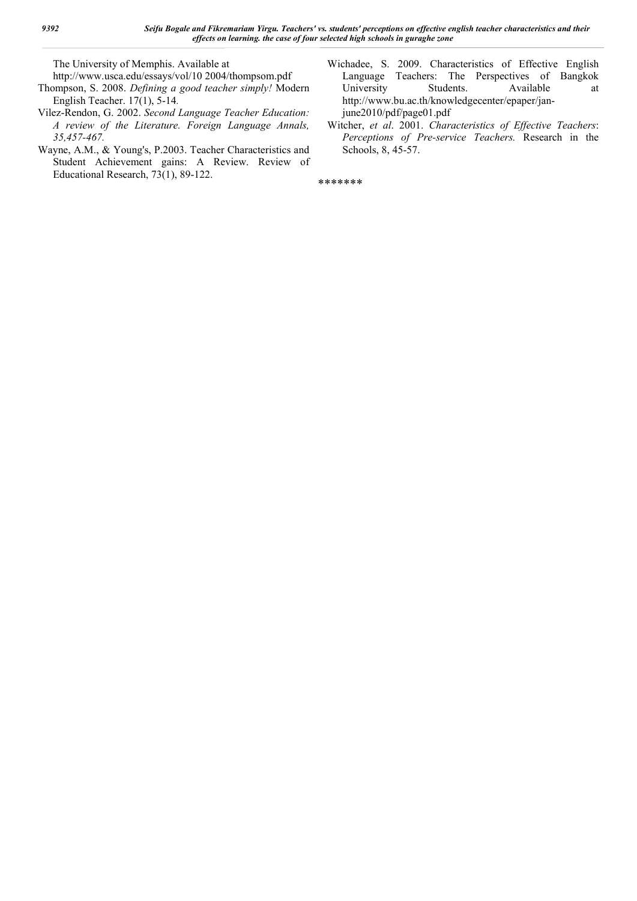The University of Memphis. Available at http://www.usca.edu/essays/vol/10 2004/thompsom.pdf

Thompson, S. 2008. *Defining a good teacher simply!* Modern English Teacher. 17(1), 5-14.

Vilez-Rendon, G. 2002. *Second Language Teacher Education: A review of the Literature. Foreign Language Annals, 35,457-467.*

Wayne, A.M., & Young's, P.2003. Teacher Characteristics and Student Achievement gains: A Review. Review of Educational Research, 73(1), 89-122.

Wichadee, S. 2009. Characteristics of Effective English Language Teachers: The Perspectives of Bangkok University Students. Available at http://www.bu.ac.th/knowledgecenter/epaper/jan-june2010/pdf/page01.pdf

Witcher, *et al*. 2001. *Characteristics of Effective Teachers*: *Perceptions of Pre-service Teachers.* Research in the Schools, 8, 45-57.

*******